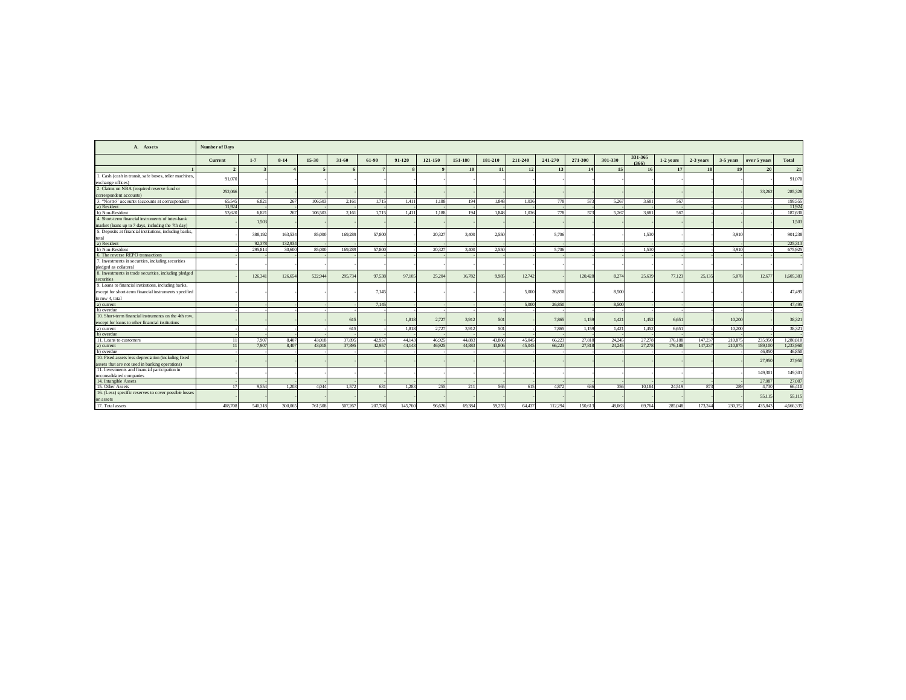| A. Assets | Number of Days | | | | | | | | | | | | | | | | | | | |
|---|---|---|---|---|---|---|---|---|---|---|---|---|---|---|---|---|---|---|---|---|
| | Current | 1-7 | 8-14 | 15-30 | 31-60 | 61-90 | 91-120 | 121-150 | 151-180 | 181-210 | 211-240 | 241-270 | 271-300 | 301-330 | 331-365 (366) | 1-2 years | 2-3 years | 3-5 years | over 5 years | Total |
| 1 | 2 | 3 | 4 | 5 | 6 | 7 | 8 | 9 | 10 | 11 | 12 | 13 | 14 | 15 | 16 | 17 | 18 | 19 | 20 | 21 |
| 1. Cash (cash in transit, safe boxes, teller machines, exchange offices) | 91,070 | - | - | - | - | - | - | - | - | - | - | - | - | - | - | - | - | - | - | 91,070 |
| 2. Claims on NBA (required reserve fund or correspondent accounts) | 252,066 | - | - | - | - | - | - | - | - | - | - | - | - | - | - | - | - | - | 33,262 | 285,328 |
| 3. "Nostro" accounts (accounts at correspondent | 65,545 | 6,821 | 267 | 106,503 | 2,161 | 1,715 | 1,411 | 1,188 | 194 | 1,848 | 1,036 | 778 | 573 | 5,267 | 3,681 | 567 | - | - | - | 199,555 |
| a) Resident | 11,924 | - | - | - | - | - | - | - | - | - | - | - | - | - | - | - | - | - | - | 11,924 |
| b) Non-Resident | 53,620 | 6,821 | 267 | 106,503 | 2,161 | 1,715 | 1,411 | 1,188 | 194 | 1,848 | 1,036 | 778 | 573 | 5,267 | 3,681 | 567 | - | - | - | 187,630 |
| 4. Short-term financial instruments of inter-bank market (loans up to 7 days, including the 7th day) | - | 1,503 | - | - | - | - | - | - | - | - | - | - | - | - | - | - | - | - | - | 1,503 |
| 5. Deposits at financial institutions, including banks, total | - | 388,192 | 163,534 | 85,000 | 169,289 | 57,800 | - | 20,327 | 3,400 | 2,550 | - | 5,706 | - | - | 1,530 | - | - | 3,910 | - | 901,238 |
| a) Resident | - | 92,378 | 132,934 | - | - | - | - | - | - | - | - | - | - | - | - | - | - | - | - | 225,313 |
| b) Non-Resident | - | 295,814 | 30,600 | 85,000 | 169,289 | 57,800 | - | 20,327 | 3,400 | 2,550 | - | 5,706 | - | - | 1,530 | - | - | 3,910 | - | 675,925 |
| 6. The reverse REPO transactions | - | - | - | - | - | - | - | - | - | - | - | - | - | - | - | - | - | - | - | - |
| 7. Investments in securities, including securities pledged as collateral | - | - | - | - | - | - | - | - | - | - | - | - | - | - | - | - | - | - | - | - |
| 8. Investments in trade securities, including pledged securities | - | 126,341 | 126,654 | 522,944 | 295,734 | 97,538 | 97,105 | 25,204 | 16,782 | 9,985 | 12,742 | - | 120,428 | 8,274 | 25,639 | 77,123 | 25,135 | 5,078 | 12,677 | 1,605,383 |
| 9. Loans to financial institutions, including banks, except for short-term financial instruments specified in row 4, total | - | - | - | - | - | 7,145 | - | - | - | - | 5,000 | 26,850 | - | 8,500 | - | - | - | - | - | 47,495 |
| a) current | - | - | - | - | - | 7,145 | - | - | - | - | 5,000 | 26,850 | - | 8,500 | - | - | - | - | - | 47,495 |
| b) overdue | - | - | - | - | - | - | - | - | - | - | - | - | - | - | - | - | - | - | - | - |
| 10. Short-term financial instruments on the 4th row, except for loans to other financial institutions | - | - | - | - | 615 | - | 1,818 | 2,727 | 3,912 | 501 | - | 7,865 | 1,159 | 1,421 | 1,452 | 6,651 | - | 10,200 | - | 38,321 |
| a) current | - | - | - | - | 615 | - | 1,818 | 2,727 | 3,912 | 501 | - | 7,865 | 1,159 | 1,421 | 1,452 | 6,651 | - | 10,200 | - | 38,321 |
| b) overdue | - | - | - | - | - | - | - | - | - | - | - | - | - | - | - | - | - | - | - | - |
| 11. Loans to customers | 11 | 7,907 | 8,407 | 43,018 | 37,895 | 42,957 | 44,143 | 46,925 | 44,883 | 43,806 | 45,045 | 66,223 | 27,818 | 24,245 | 27,278 | 176,188 | 147,237 | 210,875 | 235,950 | 1,280,810 |
| a) current | 11 | 7,907 | 8,407 | 43,018 | 37,895 | 42,957 | 44,143 | 46,925 | 44,883 | 43,806 | 45,045 | 66,223 | 27,818 | 24,245 | 27,278 | 176,188 | 147,237 | 210,875 | 189,100 | 1,233,960 |
| b) overdue | - | - | - | - | - | - | - | - | - | - | - | - | - | - | - | - | - | - | 46,850 | 46,850 |
| 10. Fixed assets less depreciation (including fixed assets that are not used in banking operations) | - | - | - | - | - | - | - | - | - | - | - | - | - | - | - | - | - | - | 27,950 | 27,950 |
| 11. Investments and financial participation in unconsolidated companies | - | - | - | - | - | - | - | - | - | - | - | - | - | - | - | - | - | - | 149,301 | 149,301 |
| 14. Intangible Assets | - | - | - | - | - | - | - | - | - | - | - | - | - | - | - | - | - | - | 27,087 | 27,087 |
| 15. Other Assets | 17 | 9,554 | 1,203 | 4,044 | 1,572 | 631 | 1,283 | 255 | 211 | 565 | 615 | 4,872 | 636 | 356 | 10,184 | 24,519 | 873 | 289 | 4,730 | 66,410 |
| 16. (Less) specific reserves to cover possible losses on assets | - | - | - | - | - | - | - | - | - | - | - | - | - | - | - | - | - | - | 55,115 | 55,115 |
| 17. Total assets | 408,708 | 540,318 | 300,065 | 761,508 | 507,267 | 207,786 | 145,760 | 96,626 | 69,384 | 59,255 | 64,437 | 112,294 | 150,613 | 48,063 | 69,764 | 285,048 | 173,244 | 230,352 | 435,843 | 4,666,335 |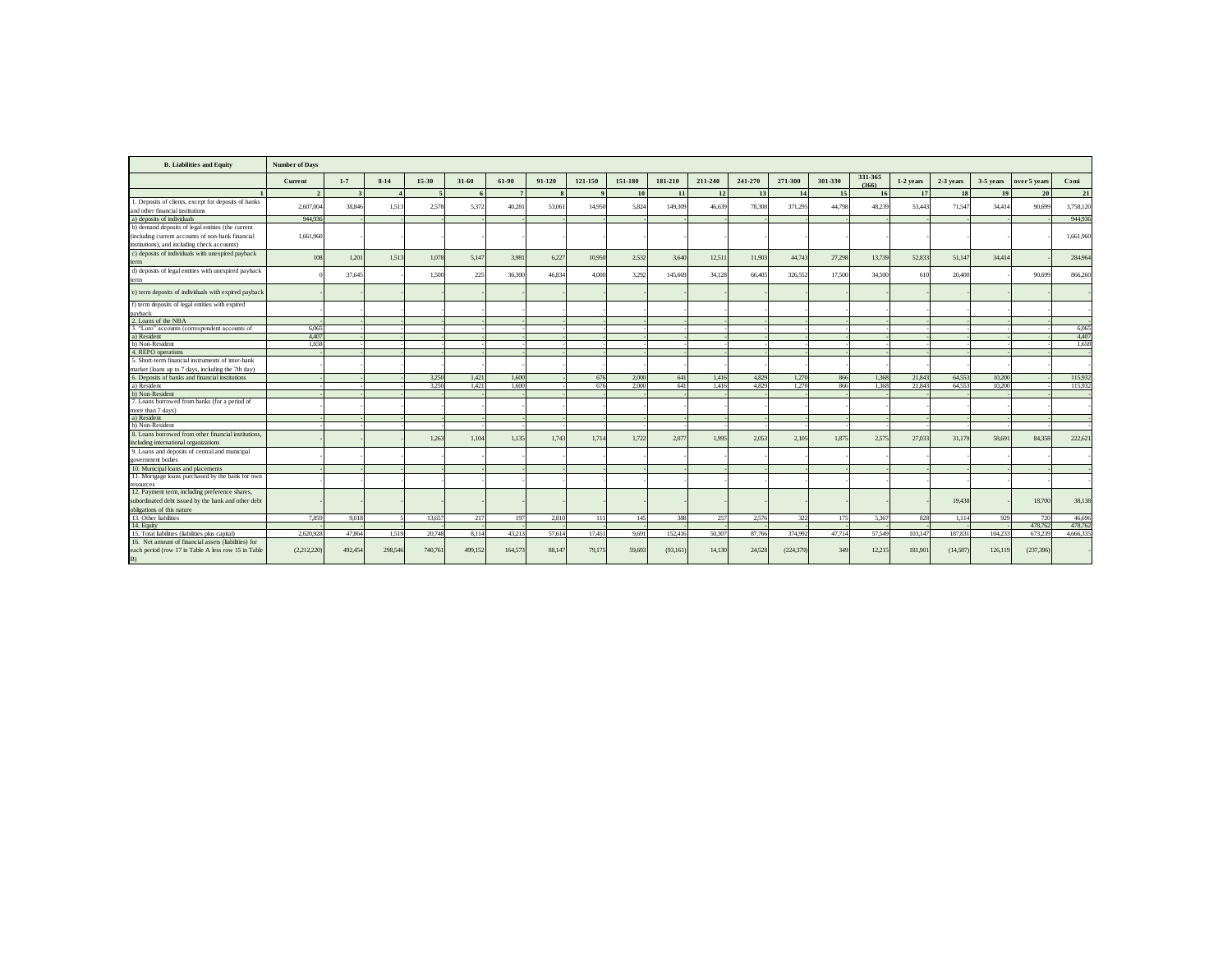| B. Liabilities and Equity | Number of Days | | | | | | | | | | | | | | | | | | | |
|---|---|---|---|---|---|---|---|---|---|---|---|---|---|---|---|---|---|---|---|---|
| | **Current** | **1-7** | **8-14** | **15-30** | **31-60** | **61-90** | **91-120** | **121-150** | **151-180** | **181-210** | **211-240** | **241-270** | **271-300** | **301-330** | **331-365 (366)** | **1-2 years** | **2-3 years** | **3-5 years** | **over 5 years** | **Cami** |
| 1 | 2 | 3 | 4 | 5 | 6 | 7 | 8 | 9 | 10 | 11 | 12 | 13 | 14 | 15 | 16 | 17 | 18 | 19 | 20 | 21 |
| 1. Deposits of clients, except for deposits of banks and other financial institutions | 2,607,004 | 38,846 | 1,513 | 2,578 | 5,372 | 40,281 | 53,061 | 14,950 | 5,824 | 149,309 | 46,639 | 78,308 | 371,295 | 44,798 | 48,239 | 53,443 | 71,547 | 34,414 | 90,699 | 3,758,120 |
| a) deposits of individuals | 944,936 | - | - | - | - | - | - | - | - | - | - | - | - | - | - | - | - | - | - | 944,936 |
| b) demand deposits of legal entities (the current (including current accounts of non-bank financial institutions), and including check accounts) | 1,661,960 | | | | | | | | | | | | | | | | | | | 1,661,960 |
| c) deposits of individuals with unexpired payback term | 108 | 1,201 | 1,513 | 1,078 | 5,147 | 3,981 | 6,227 | 10,950 | 2,532 | 3,640 | 12,511 | 11,903 | 44,743 | 27,298 | 13,739 | 52,833 | 51,147 | 34,414 | - | 284,964 |
| d) deposits of legal entities with unexpired payback term | 0 | 37,645 | - | 1,500 | 225 | 36,300 | 46,834 | 4,000 | 3,292 | 145,669 | 34,128 | 66,405 | 326,552 | 17,500 | 34,500 | 610 | 20,400 | - | 90,699 | 866,260 |
| e) term deposits of individuals with expired payback | - | - | - | - | - | - | - | - | - | - | - | - | - | - | - | - | - | - | - | - |
| f) term deposits of legal entities with expired payback | - | - | - | - | - | - | - | - | - | - | - | - | - | - | - | - | - | - | - | - |
| 2. Loans of the NBA | - | - | - | - | - | - | - | - | - | - | - | - | - | - | - | - | - | - | - | - |
| 3. "Loro" accounts (correspondent accounts of | 6,065 | - | - | - | - | - | - | - | - | - | - | - | - | - | - | - | - | - | - | 6,065 |
| a) Resident | 4,407 | - | - | - | - | - | - | - | - | - | - | - | - | - | - | - | - | - | - | 4,407 |
| b) Non-Resident | 1,658 | - | - | - | - | - | - | - | - | - | - | - | - | - | - | - | - | - | - | 1,658 |
| 4. REPO operations | - | - | - | - | - | - | - | - | - | - | - | - | - | - | - | - | - | - | - | - |
| 5. Short-term financial instruments of inter-bank market (loans up to 7 days, including the 7th day) | - | - | - | - | - | - | - | - | - | - | - | - | - | - | - | - | - | - | - | - |
| 6. Deposits of banks and financial institutions | - | - | - | 3,250 | 1,421 | 1,600 | - | 676 | 2,000 | 641 | 1,416 | 4,829 | 1,270 | 866 | 1,368 | 21,843 | 64,553 | 10,200 | - | 115,932 |
| a) Resident | - | - | - | 3,250 | 1,421 | 1,600 | - | 676 | 2,000 | 641 | 1,416 | 4,829 | 1,270 | 866 | 1,368 | 21,843 | 64,553 | 10,200 | - | 115,932 |
| b) Non-Resident | - | - | - | - | - | - | - | - | - | - | - | - | - | - | - | - | - | - | - | - |
| 7. Loans borrowed from banks (for a period of more than 7 days) | - | - | - | - | - | - | - | - | - | - | - | - | - | - | - | - | - | - | - | - |
| a) Resident | - | - | - | - | - | - | - | - | - | - | - | - | - | - | - | - | - | - | - | - |
| b) Non-Resident | - | - | - | - | - | - | - | - | - | - | - | - | - | - | - | - | - | - | - | - |
| 8. Loans borrowed from other financial institutions, including international organizations | - | - | - | 1,263 | 1,104 | 1,135 | 1,743 | 1,714 | 1,722 | 2,077 | 1,995 | 2,053 | 2,105 | 1,875 | 2,575 | 27,033 | 31,179 | 58,691 | 84,358 | 222,621 |
| 9. Loans and deposits of central and municipal government bodies | - | - | - | - | - | - | - | - | - | - | - | - | - | - | - | - | - | - | - | - |
| 10. Municipal loans and placements | - | - | - | - | - | - | - | - | - | - | - | - | - | - | - | - | - | - | - | - |
| 11. Mortgage loans purchased by the bank for own resources | - | - | - | - | - | - | - | - | - | - | - | - | - | - | - | - | - | - | - | - |
| 12. Payment term, including preference shares, subordinated debt issued by the bank and other debt obligations of this nature | - | - | - | - | - | - | - | - | - | - | - | - | - | - | - | - | 19,438 | - | 18,700 | 38,138 |
| 13. Other liabilities | 7,859 | 9,018 | 5 | 13,657 | 217 | 197 | 2,810 | 111 | 145 | 388 | 257 | 2,576 | 322 | 175 | 5,367 | 828 | 1,114 | 929 | 720 | 46,696 |
| 14. Equity | - | - | - | - | - | - | - | - | - | - | - | - | - | - | - | - | - | - | 478,762 | 478,762 |
| 15. Total liabilities (liabilities plus capital) | 2,620,928 | 47,864 | 1,519 | 20,748 | 8,114 | 43,213 | 57,614 | 17,451 | 9,691 | 152,416 | 50,307 | 87,766 | 374,992 | 47,714 | 57,549 | 103,147 | 187,831 | 104,233 | 673,239 | 4,666,335 |
| 16. Net amount of financial assets (liabilities) for each period (row 17 in Table A less row 15 in Table B) | (2,212,220) | 492,454 | 298,546 | 740,761 | 499,152 | 164,573 | 88,147 | 79,175 | 59,693 | (93,161) | 14,130 | 24,528 | (224,379) | 349 | 12,215 | 181,801 | (14,587) | 126,119 | (237,396) | - |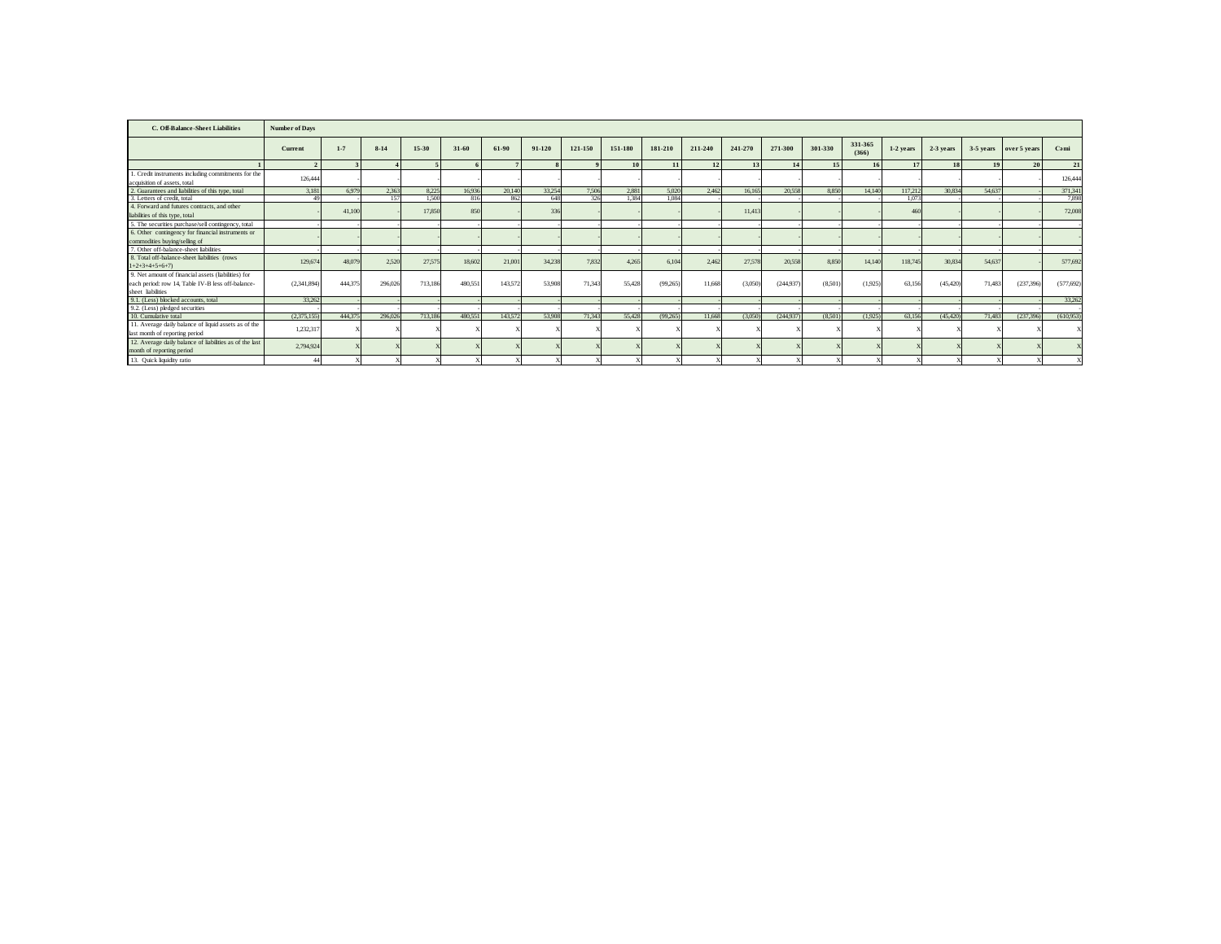| C. Off-Balance-Sheet Liabilities | Number of Days | | | | | | | | | | | | | | | | | | | |
|---|---|---|---|---|---|---|---|---|---|---|---|---|---|---|---|---|---|---|---|---|
| | Current | 1-7 | 8-14 | 15-30 | 31-60 | 61-90 | 91-120 | 121-150 | 151-180 | 181-210 | 211-240 | 241-270 | 271-300 | 301-330 | 331-365 (366) | 1-2 years | 2-3 years | 3-5 years | over 5 years | Cəmi |
| 1 | 2 | 3 | 4 | 5 | 6 | 7 | 8 | 9 | 10 | 11 | 12 | 13 | 14 | 15 | 16 | 17 | 18 | 19 | 20 | 21 |
| 1. Credit instruments including commitments for the acquisition of assets, total | 126,444 | - | - | - | - | - | - | - | - | - | - | - | - | - | - | - | - | - | - | 126,444 |
| 2. Guarantees and liabilities of this type, total | 3,181 | 6,979 | 2,363 | 8,225 | 16,936 | 20,140 | 33,254 | 7,506 | 2,881 | 5,020 | 2,462 | 16,165 | 20,558 | 8,850 | 14,140 | 117,212 | 30,834 | 54,637 | - | 371,341 |
| 3. Letters of credit, total | 49 | - | 157 | 1,500 | 816 | 862 | 648 | 326 | 1,384 | 1,084 | - | - | - | - | - | 1,073 | - | - | - | 7,898 |
| 4. Forward and futures contracts, and other liabilities of this type, total | - | 41,100 | - | 17,850 | 850 | - | 336 | - | - | - | - | 11,413 | - | - | - | 460 | - | - | - | 72,008 |
| 5. The securities purchase/sell contingency, total | - | - | - | - | - | - | - | - | - | - | - | - | - | - | - | - | - | - | - | - |
| 6. Other contingency for financial instruments or commodities buying/selling of | - | - | - | - | - | - | - | - | - | - | - | - | - | - | - | - | - | - | - | - |
| 7. Other off-balance-sheet liabilities | - | - | - | - | - | - | - | - | - | - | - | - | - | - | - | - | - | - | - | - |
| 8. Total off-balance-sheet liabilities (rows 1+2+3+4+5+6+7) | 129,674 | 48,079 | 2,520 | 27,575 | 18,602 | 21,001 | 34,238 | 7,832 | 4,265 | 6,104 | 2,462 | 27,578 | 20,558 | 8,850 | 14,140 | 118,745 | 30,834 | 54,637 | - | 577,692 |
| 9. Net amount of financial assets (liabilities) for each period: row 14, Table IV-B less off-balance-sheet liabilities | (2,341,894) | 444,375 | 296,026 | 713,186 | 480,551 | 143,572 | 53,908 | 71,343 | 55,428 | (99,265) | 11,668 | (3,050) | (244,937) | (8,501) | (1,925) | 63,156 | (45,420) | 71,483 | (237,396) | (577,692) |
| 9.1. (Less) blocked accounts, total | 33,262 | - | - | - | - | - | - | - | - | - | - | - | - | - | - | - | - | - | - | 33,262 |
| 9.2. (Less) pledged securities | - | - | - | - | - | - | - | - | - | - | - | - | - | - | - | - | - | - | - | - |
| 10. Cumulative total | (2,375,155) | 444,375 | 296,026 | 713,186 | 480,551 | 143,572 | 53,908 | 71,343 | 55,428 | (99,265) | 11,668 | (3,050) | (244,937) | (8,501) | (1,925) | 63,156 | (45,420) | 71,483 | (237,396) | (610,953) |
| 11. Average daily balance of liquid assets as of the last month of reporting period | 1,232,317 | X | X | X | X | X | X | X | X | X | X | X | X | X | X | X | X | X | X | X |
| 12. Average daily balance of liabilities as of the last month of reporting period | 2,794,924 | X | X | X | X | X | X | X | X | X | X | X | X | X | X | X | X | X | X | X |
| 13. Quick liquidity ratio | 44 | X | X | X | X | X | X | X | X | X | X | X | X | X | X | X | X | X | X | X |